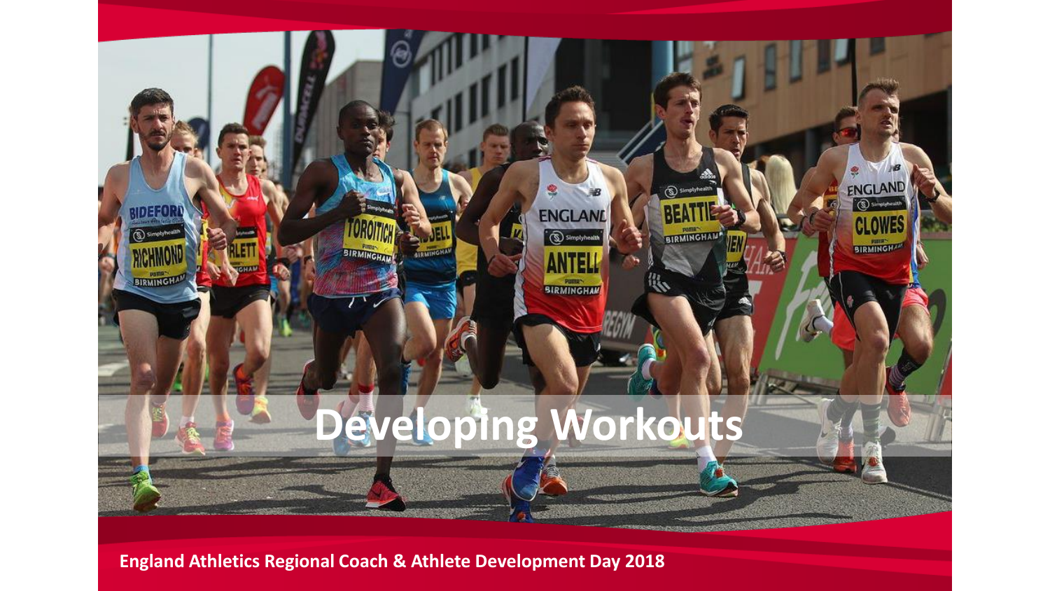# Developing Workouts

**England Athletics Regional Coach & Athlete Development Day 2018**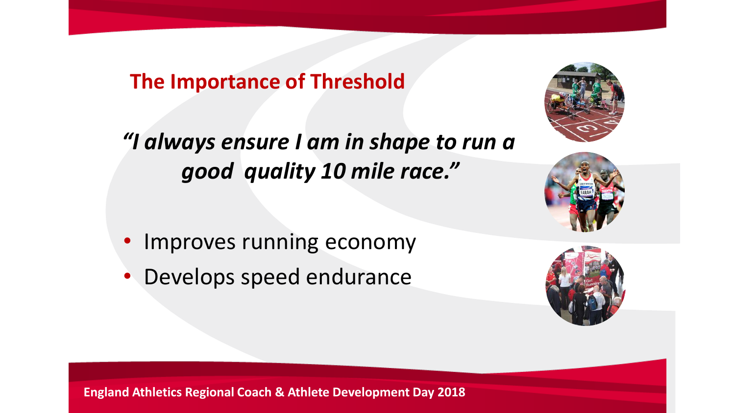## The Importance of Threshold

*"I always ensure I am in shape to run a good quality 10 mile race."*

- Improves running economy
- Develops speed endurance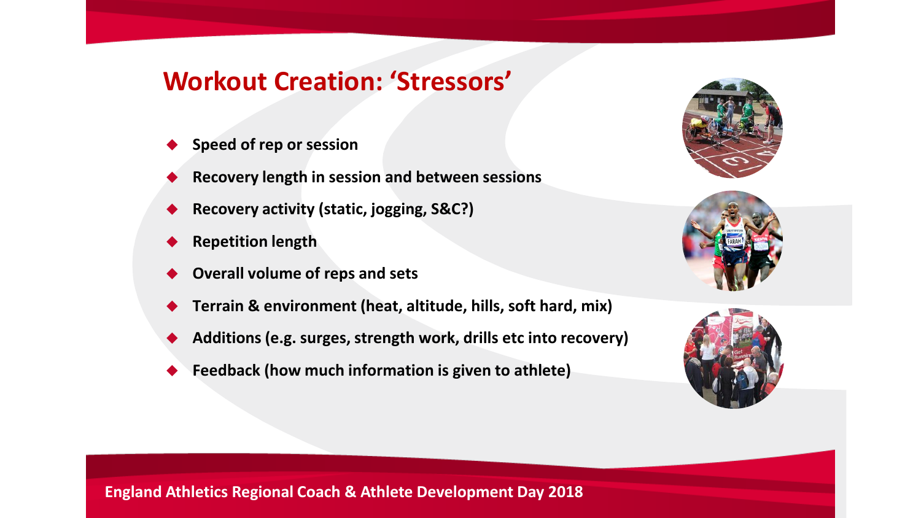# Workout Creation: 'Stressors'

- **Speed of rep or session**
- **Recovery length in session and between sessions**
- **Recovery activity (static, jogging, S&C?)**
- **Repetition length**
- **Overall volume of reps and sets**
- **Terrain & environment (heat, altitude, hills, soft hard, mix)**
- **Additions (e.g. surges, strength work, drills etc into recovery)**
- **Feedback (how much information is given to athlete)**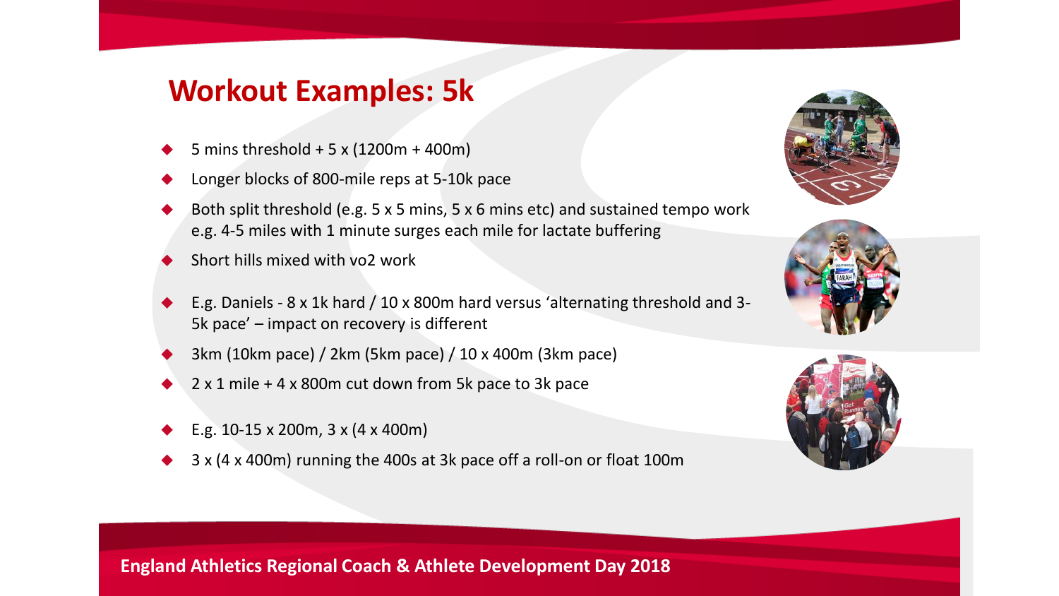# Workout Examples: 5k

- 5 mins threshold + 5 x (1200m + 400m)
- Longer blocks of 800-mile reps at 5-10k pace
- Both split threshold (e.g. 5 x 5 mins, 5 x 6 mins etc) and sustained tempo work e.g. 4-5 miles with 1 minute surges each mile for lactate buffering
- Short hills mixed with vo2 work
- E.g. Daniels - 8 x 1k hard / 10 x 800m hard versus 'alternating threshold and 3-5k pace' – impact on recovery is different
- 3km (10km pace) / 2km (5km pace) / 10 x 400m (3km pace)
- 2 x 1 mile + 4 x 800m cut down from 5k pace to 3k pace
- E.g. 10-15 x 200m, 3 x (4 x 400m)
- 3 x (4 x 400m) running the 400s at 3k pace off a roll-on or float 100m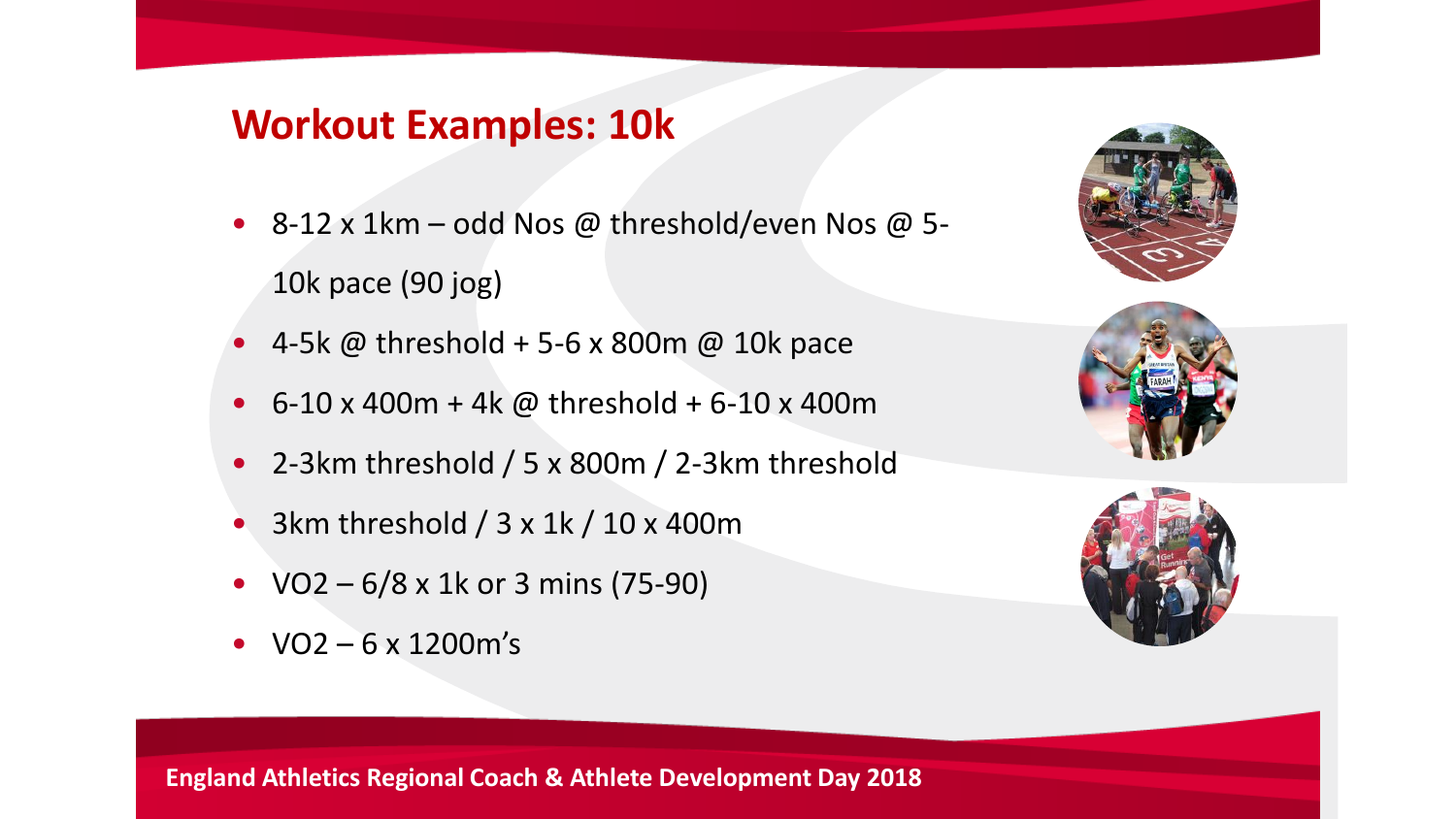## Workout Examples: 10k

- 8-12 x 1km – odd Nos @ threshold/even Nos @ 5-10k pace (90 jog)
- 4-5k @ threshold + 5-6 x 800m @ 10k pace
- 6-10 x 400m + 4k @ threshold + 6-10 x 400m
- 2-3km threshold / 5 x 800m / 2-3km threshold
- 3km threshold / 3 x 1k / 10 x 400m
- VO2 – 6/8 x 1k or 3 mins (75-90)
- VO2 – 6 x 1200m's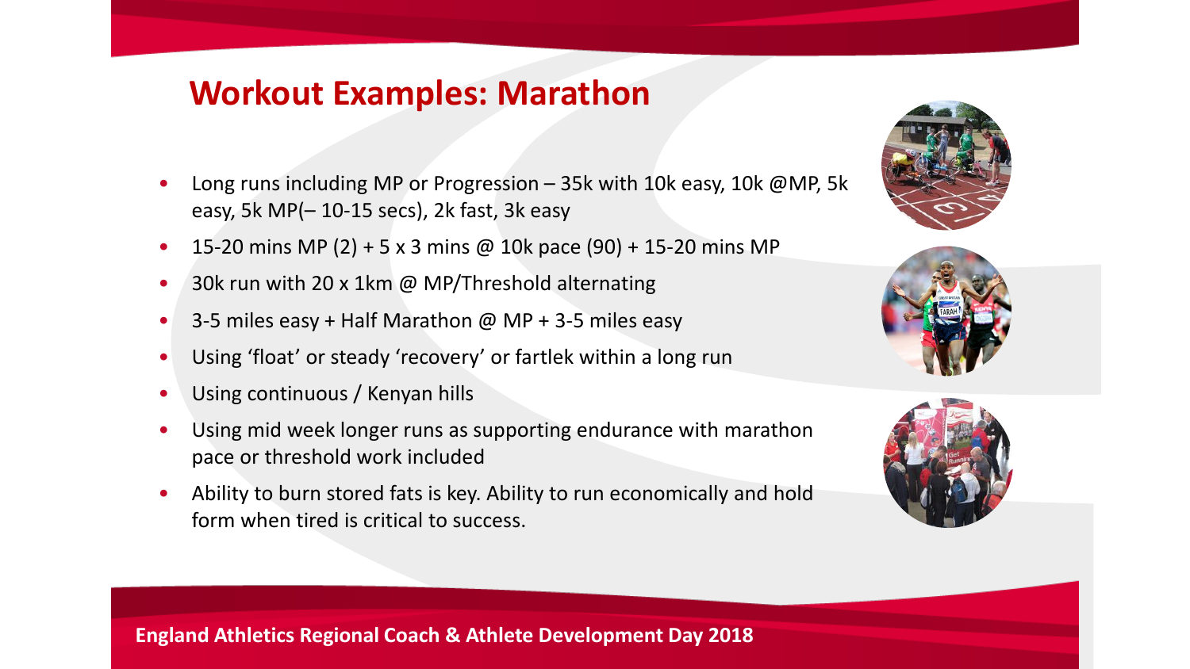# Workout Examples: Marathon

- Long runs including MP or Progression – 35k with 10k easy, 10k @MP, 5k easy, 5k MP(– 10-15 secs), 2k fast, 3k easy
- 15-20 mins MP (2) + 5 x 3 mins @ 10k pace (90) + 15-20 mins MP
- 30k run with 20 x 1km @ MP/Threshold alternating
- 3-5 miles easy + Half Marathon @ MP + 3-5 miles easy
- Using 'float' or steady 'recovery' or fartlek within a long run
- Using continuous / Kenyan hills
- Using mid week longer runs as supporting endurance with marathon pace or threshold work included
- Ability to burn stored fats is key. Ability to run economically and hold form when tired is critical to success.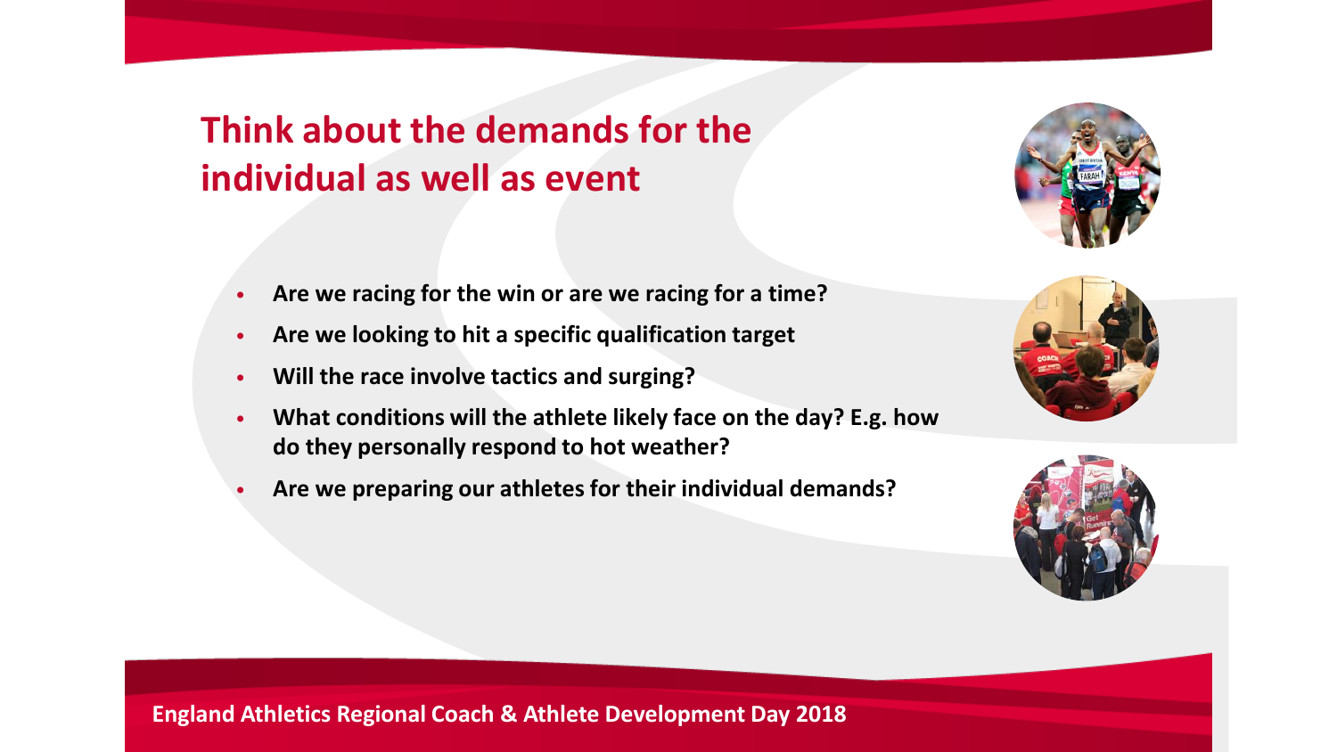## Think about the demands for the individual as well as event

- **Are we racing for the win or are we racing for a time?**
- **Are we looking to hit a specific qualification target**
- **Will the race involve tactics and surging?**
- **What conditions will the athlete likely face on the day? E.g. how do they personally respond to hot weather?**
- **Are we preparing our athletes for their individual demands?**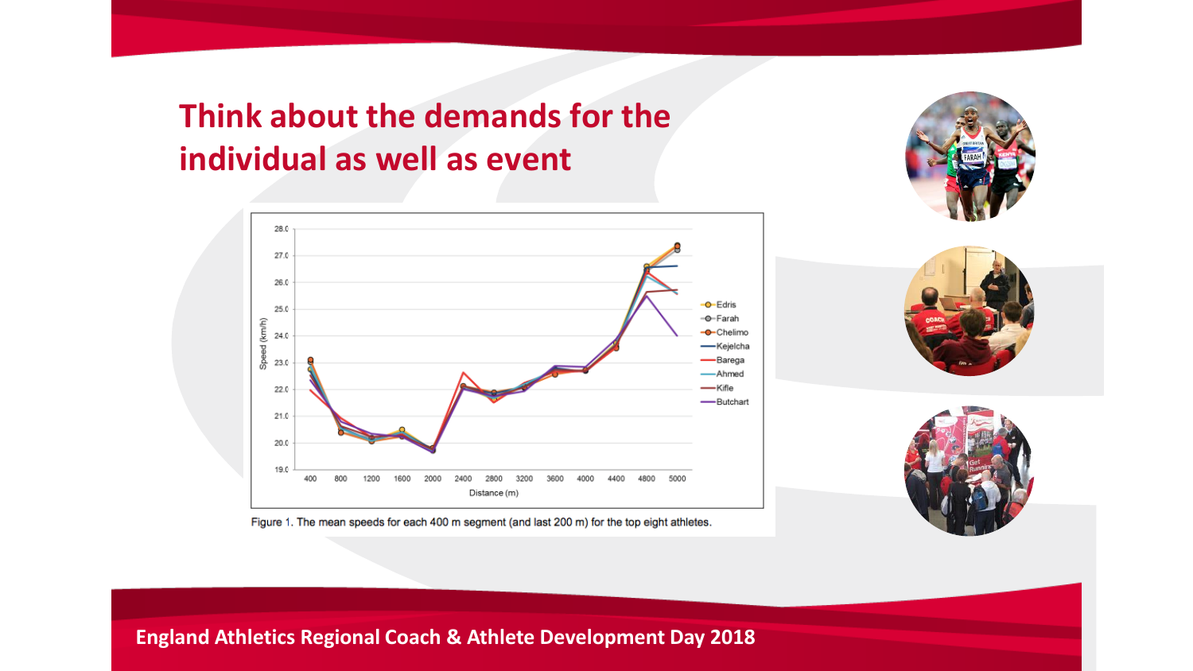# Think about the demands for the individual as well as event

Figure 1. The mean speeds for each 400 m segment (and last 200 m) for the top eight athletes.

England Athletics Regional Coach & Athlete Development Day 2018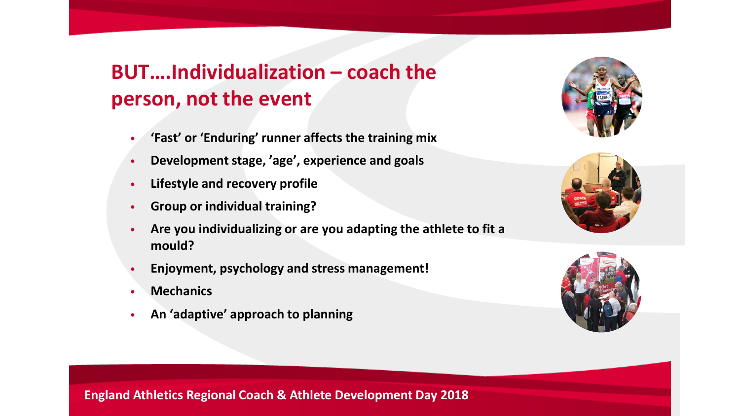## BUT….Individualization – coach the person, not the event

- **'Fast' or 'Enduring' runner affects the training mix**
- **Development stage, 'age', experience and goals**
- **Lifestyle and recovery profile**
- **Group or individual training?**
- **Are you individualizing or are you adapting the athlete to fit a mould?**
- **Enjoyment, psychology and stress management!**
- **Mechanics**
- **An 'adaptive' approach to planning**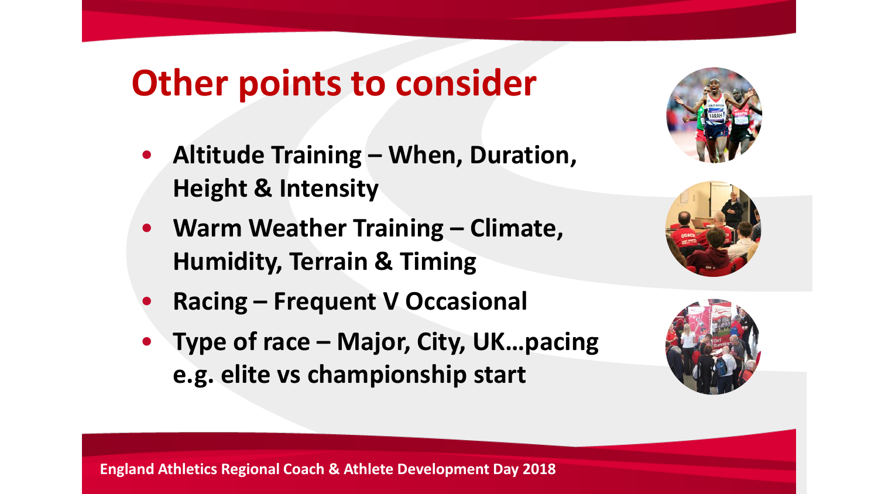# Other points to consider

- **Altitude Training – When, Duration, Height & Intensity**
- **Warm Weather Training – Climate, Humidity, Terrain & Timing**
- **Racing – Frequent V Occasional**
- **Type of race – Major, City, UK…pacing e.g. elite vs championship start**